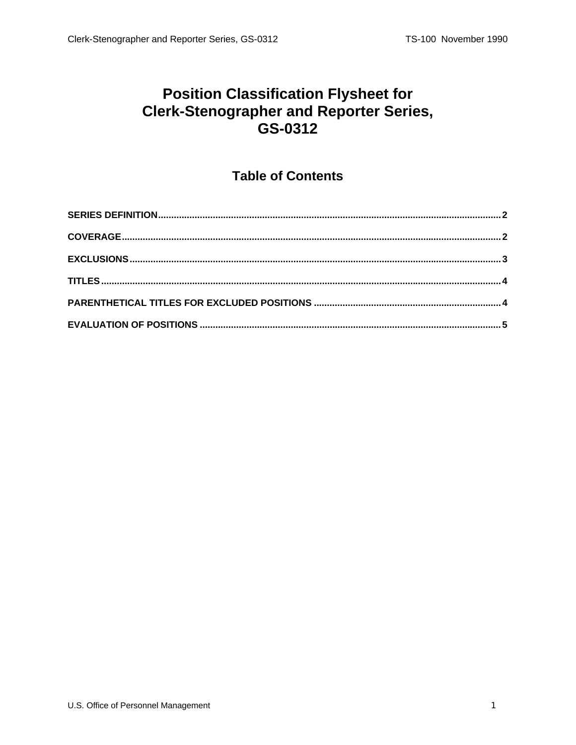# Position Classification Flysheet for Clerk-Stenographer and Reporter Series, GS-0312

## Table of Contents

**SERIES DEFINITION** .......... **2**

**COVERAGE** .......... **2**

**EXCLUSIONS** .......... **3**

**TITLES** .......... **4**

**PARENTHETICAL TITLES FOR EXCLUDED POSITIONS** .......... **4**

**EVALUATION OF POSITIONS** .......... **5**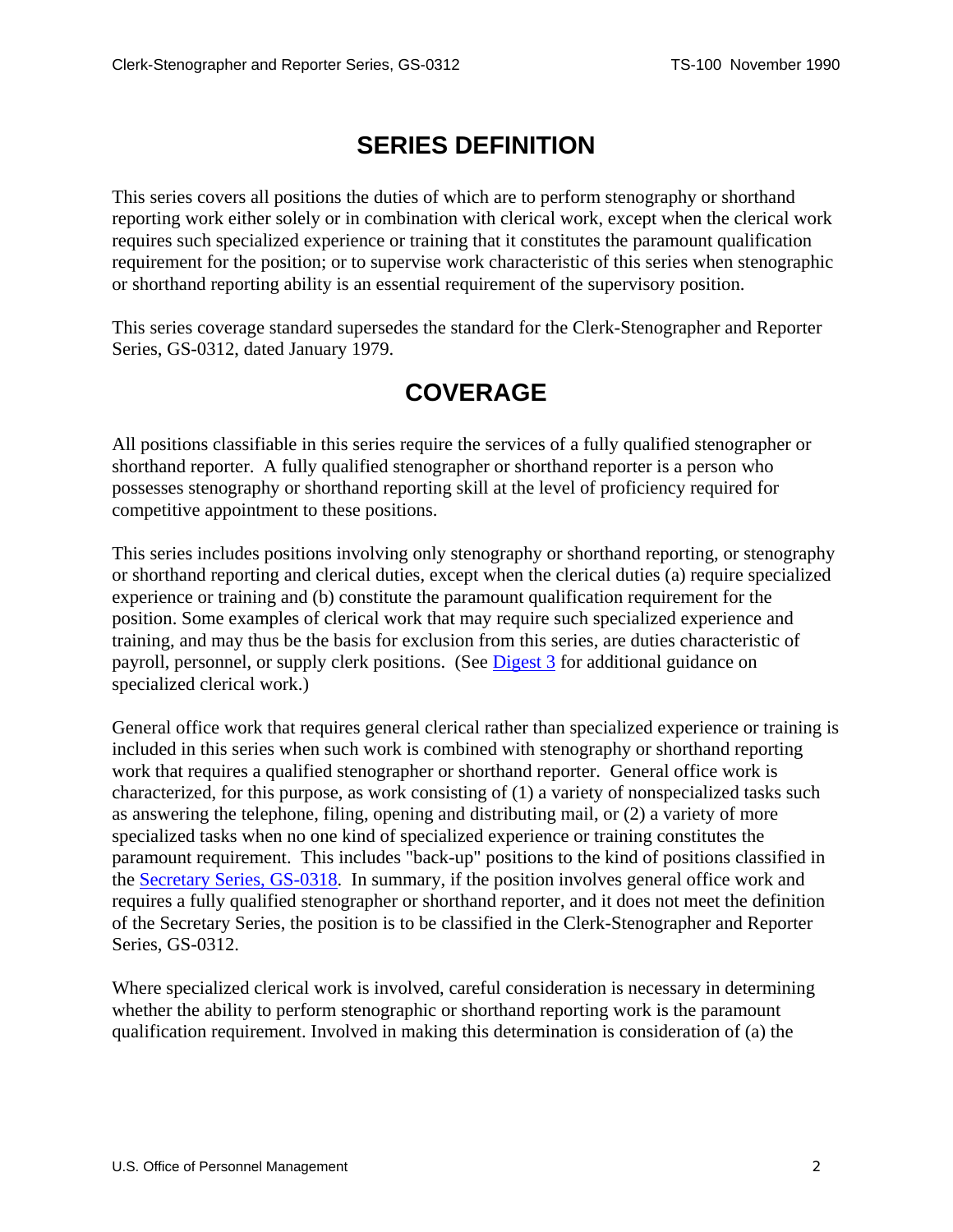# SERIES DEFINITION

This series covers all positions the duties of which are to perform stenography or shorthand reporting work either solely or in combination with clerical work, except when the clerical work requires such specialized experience or training that it constitutes the paramount qualification requirement for the position; or to supervise work characteristic of this series when stenographic or shorthand reporting ability is an essential requirement of the supervisory position.

This series coverage standard supersedes the standard for the Clerk-Stenographer and Reporter Series, GS-0312, dated January 1979.

# COVERAGE

All positions classifiable in this series require the services of a fully qualified stenographer or shorthand reporter. A fully qualified stenographer or shorthand reporter is a person who possesses stenography or shorthand reporting skill at the level of proficiency required for competitive appointment to these positions.

This series includes positions involving only stenography or shorthand reporting, or stenography or shorthand reporting and clerical duties, except when the clerical duties (a) require specialized experience or training and (b) constitute the paramount qualification requirement for the position. Some examples of clerical work that may require such specialized experience and training, and may thus be the basis for exclusion from this series, are duties characteristic of payroll, personnel, or supply clerk positions. (See Digest 3 for additional guidance on specialized clerical work.)

General office work that requires general clerical rather than specialized experience or training is included in this series when such work is combined with stenography or shorthand reporting work that requires a qualified stenographer or shorthand reporter. General office work is characterized, for this purpose, as work consisting of (1) a variety of nonspecialized tasks such as answering the telephone, filing, opening and distributing mail, or (2) a variety of more specialized tasks when no one kind of specialized experience or training constitutes the paramount requirement. This includes "back-up" positions to the kind of positions classified in the Secretary Series, GS-0318. In summary, if the position involves general office work and requires a fully qualified stenographer or shorthand reporter, and it does not meet the definition of the Secretary Series, the position is to be classified in the Clerk-Stenographer and Reporter Series, GS-0312.

Where specialized clerical work is involved, careful consideration is necessary in determining whether the ability to perform stenographic or shorthand reporting work is the paramount qualification requirement. Involved in making this determination is consideration of (a) the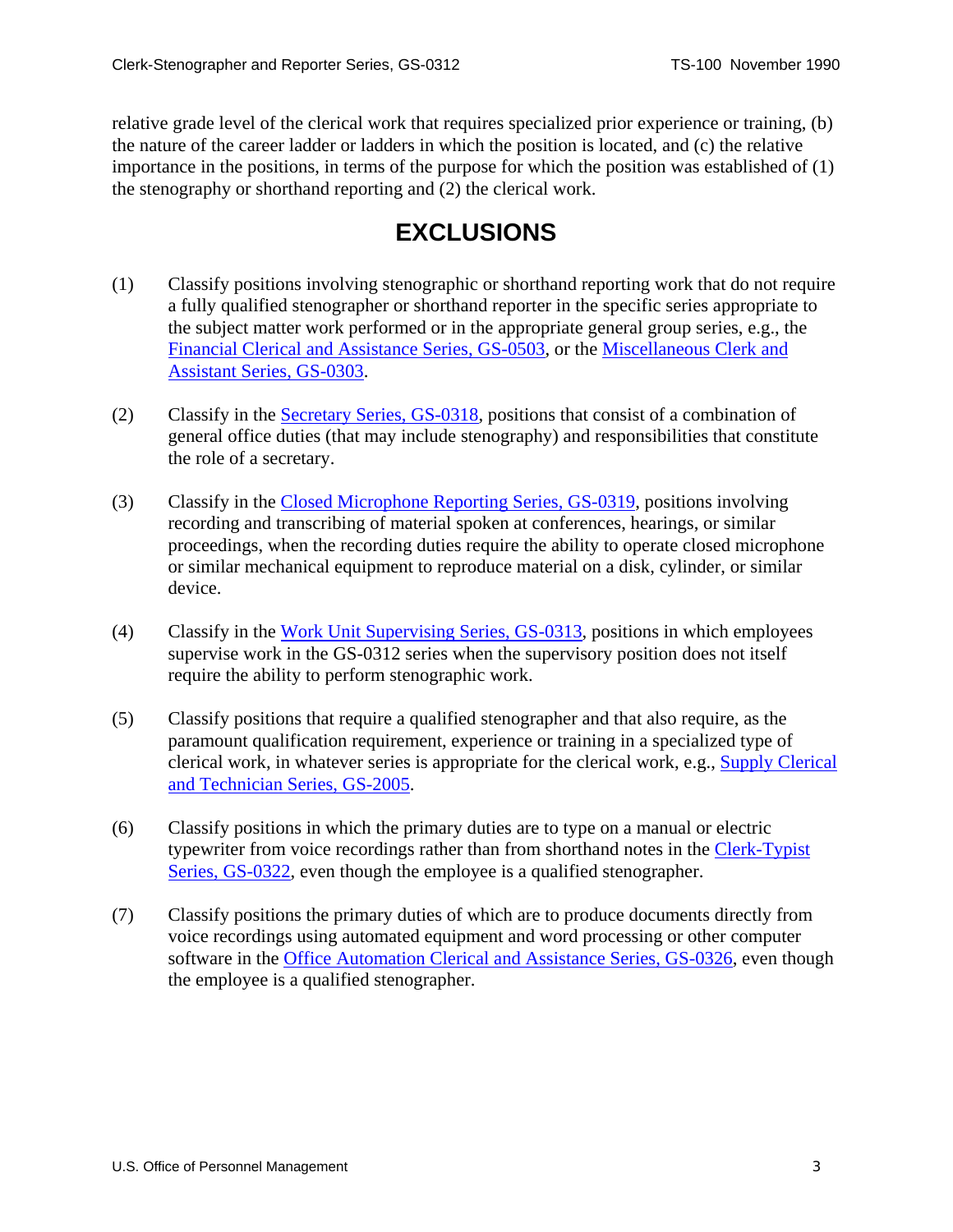relative grade level of the clerical work that requires specialized prior experience or training, (b) the nature of the career ladder or ladders in which the position is located, and (c) the relative importance in the positions, in terms of the purpose for which the position was established of (1) the stenography or shorthand reporting and (2) the clerical work.

# EXCLUSIONS

(1) Classify positions involving stenographic or shorthand reporting work that do not require a fully qualified stenographer or shorthand reporter in the specific series appropriate to the subject matter work performed or in the appropriate general group series, e.g., the Financial Clerical and Assistance Series, GS-0503, or the Miscellaneous Clerk and Assistant Series, GS-0303.

(2) Classify in the Secretary Series, GS-0318, positions that consist of a combination of general office duties (that may include stenography) and responsibilities that constitute the role of a secretary.

(3) Classify in the Closed Microphone Reporting Series, GS-0319, positions involving recording and transcribing of material spoken at conferences, hearings, or similar proceedings, when the recording duties require the ability to operate closed microphone or similar mechanical equipment to reproduce material on a disk, cylinder, or similar device.

(4) Classify in the Work Unit Supervising Series, GS-0313, positions in which employees supervise work in the GS-0312 series when the supervisory position does not itself require the ability to perform stenographic work.

(5) Classify positions that require a qualified stenographer and that also require, as the paramount qualification requirement, experience or training in a specialized type of clerical work, in whatever series is appropriate for the clerical work, e.g., Supply Clerical and Technician Series, GS-2005.

(6) Classify positions in which the primary duties are to type on a manual or electric typewriter from voice recordings rather than from shorthand notes in the Clerk-Typist Series, GS-0322, even though the employee is a qualified stenographer.

(7) Classify positions the primary duties of which are to produce documents directly from voice recordings using automated equipment and word processing or other computer software in the Office Automation Clerical and Assistance Series, GS-0326, even though the employee is a qualified stenographer.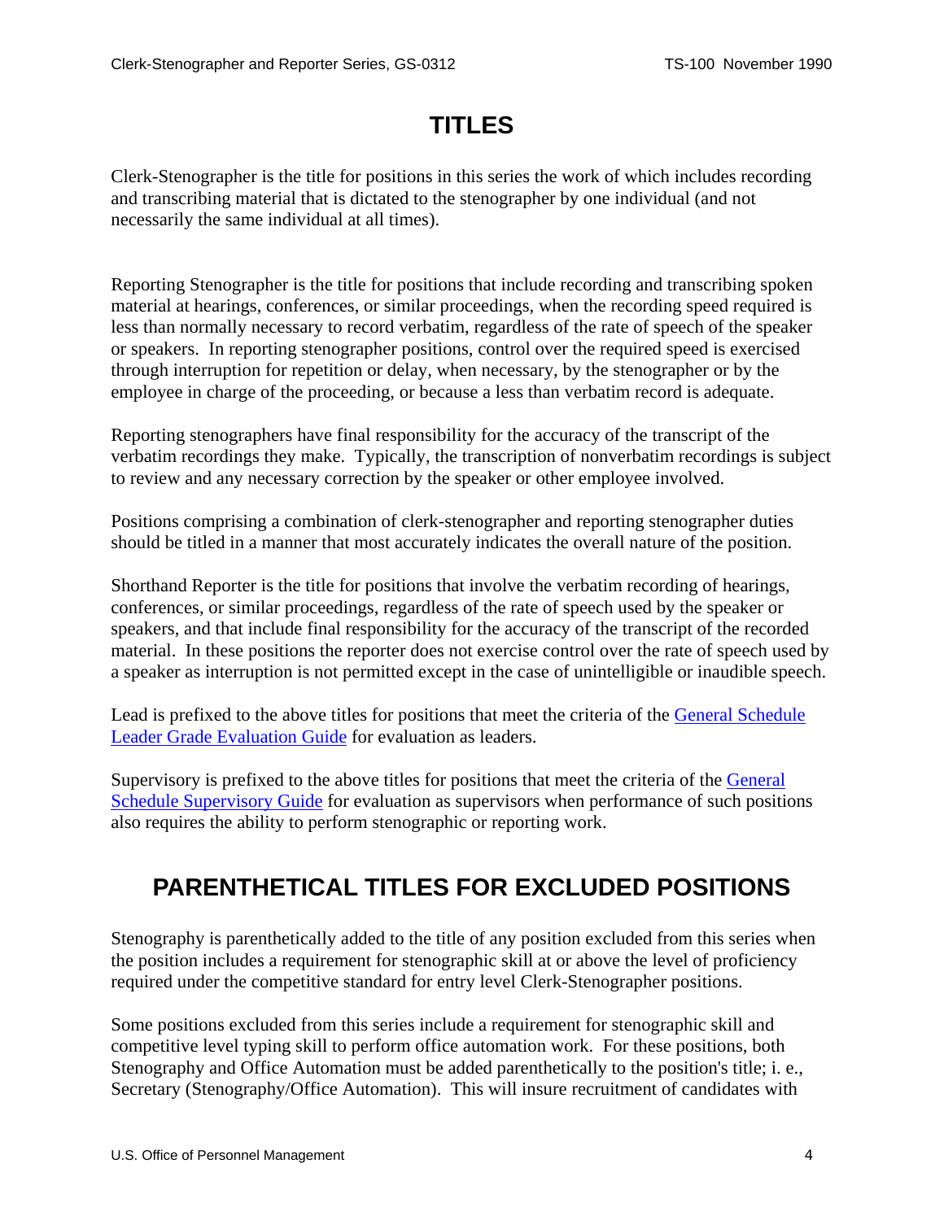# TITLES

Clerk-Stenographer is the title for positions in this series the work of which includes recording and transcribing material that is dictated to the stenographer by one individual (and not necessarily the same individual at all times).

Reporting Stenographer is the title for positions that include recording and transcribing spoken material at hearings, conferences, or similar proceedings, when the recording speed required is less than normally necessary to record verbatim, regardless of the rate of speech of the speaker or speakers. In reporting stenographer positions, control over the required speed is exercised through interruption for repetition or delay, when necessary, by the stenographer or by the employee in charge of the proceeding, or because a less than verbatim record is adequate.

Reporting stenographers have final responsibility for the accuracy of the transcript of the verbatim recordings they make. Typically, the transcription of nonverbatim recordings is subject to review and any necessary correction by the speaker or other employee involved.

Positions comprising a combination of clerk-stenographer and reporting stenographer duties should be titled in a manner that most accurately indicates the overall nature of the position.

Shorthand Reporter is the title for positions that involve the verbatim recording of hearings, conferences, or similar proceedings, regardless of the rate of speech used by the speaker or speakers, and that include final responsibility for the accuracy of the transcript of the recorded material. In these positions the reporter does not exercise control over the rate of speech used by a speaker as interruption is not permitted except in the case of unintelligible or inaudible speech.

Lead is prefixed to the above titles for positions that meet the criteria of the General Schedule Leader Grade Evaluation Guide for evaluation as leaders.

Supervisory is prefixed to the above titles for positions that meet the criteria of the General Schedule Supervisory Guide for evaluation as supervisors when performance of such positions also requires the ability to perform stenographic or reporting work.

# PARENTHETICAL TITLES FOR EXCLUDED POSITIONS

Stenography is parenthetically added to the title of any position excluded from this series when the position includes a requirement for stenographic skill at or above the level of proficiency required under the competitive standard for entry level Clerk-Stenographer positions.

Some positions excluded from this series include a requirement for stenographic skill and competitive level typing skill to perform office automation work. For these positions, both Stenography and Office Automation must be added parenthetically to the position's title; i. e., Secretary (Stenography/Office Automation). This will insure recruitment of candidates with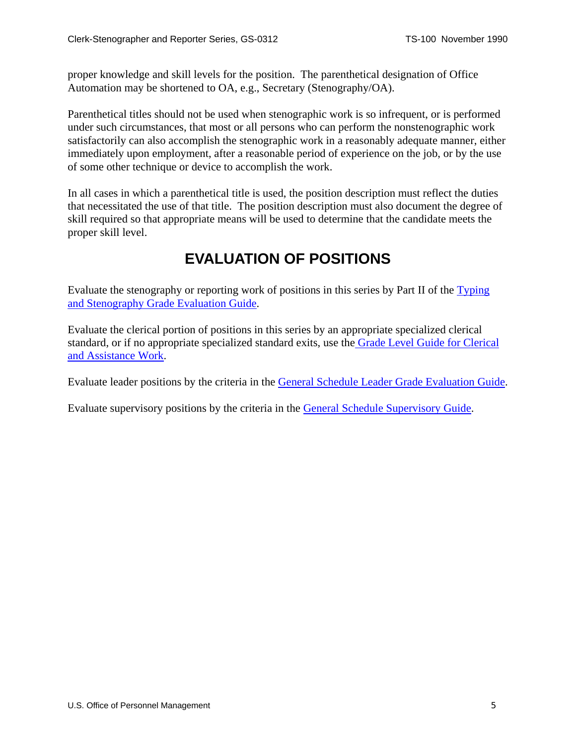proper knowledge and skill levels for the position. The parenthetical designation of Office Automation may be shortened to OA, e.g., Secretary (Stenography/OA).

Parenthetical titles should not be used when stenographic work is so infrequent, or is performed under such circumstances, that most or all persons who can perform the nonstenographic work satisfactorily can also accomplish the stenographic work in a reasonably adequate manner, either immediately upon employment, after a reasonable period of experience on the job, or by the use of some other technique or device to accomplish the work.

In all cases in which a parenthetical title is used, the position description must reflect the duties that necessitated the use of that title. The position description must also document the degree of skill required so that appropriate means will be used to determine that the candidate meets the proper skill level.

# EVALUATION OF POSITIONS

Evaluate the stenography or reporting work of positions in this series by Part II of the Typing and Stenography Grade Evaluation Guide.

Evaluate the clerical portion of positions in this series by an appropriate specialized clerical standard, or if no appropriate specialized standard exits, use the Grade Level Guide for Clerical and Assistance Work.

Evaluate leader positions by the criteria in the General Schedule Leader Grade Evaluation Guide.

Evaluate supervisory positions by the criteria in the General Schedule Supervisory Guide.